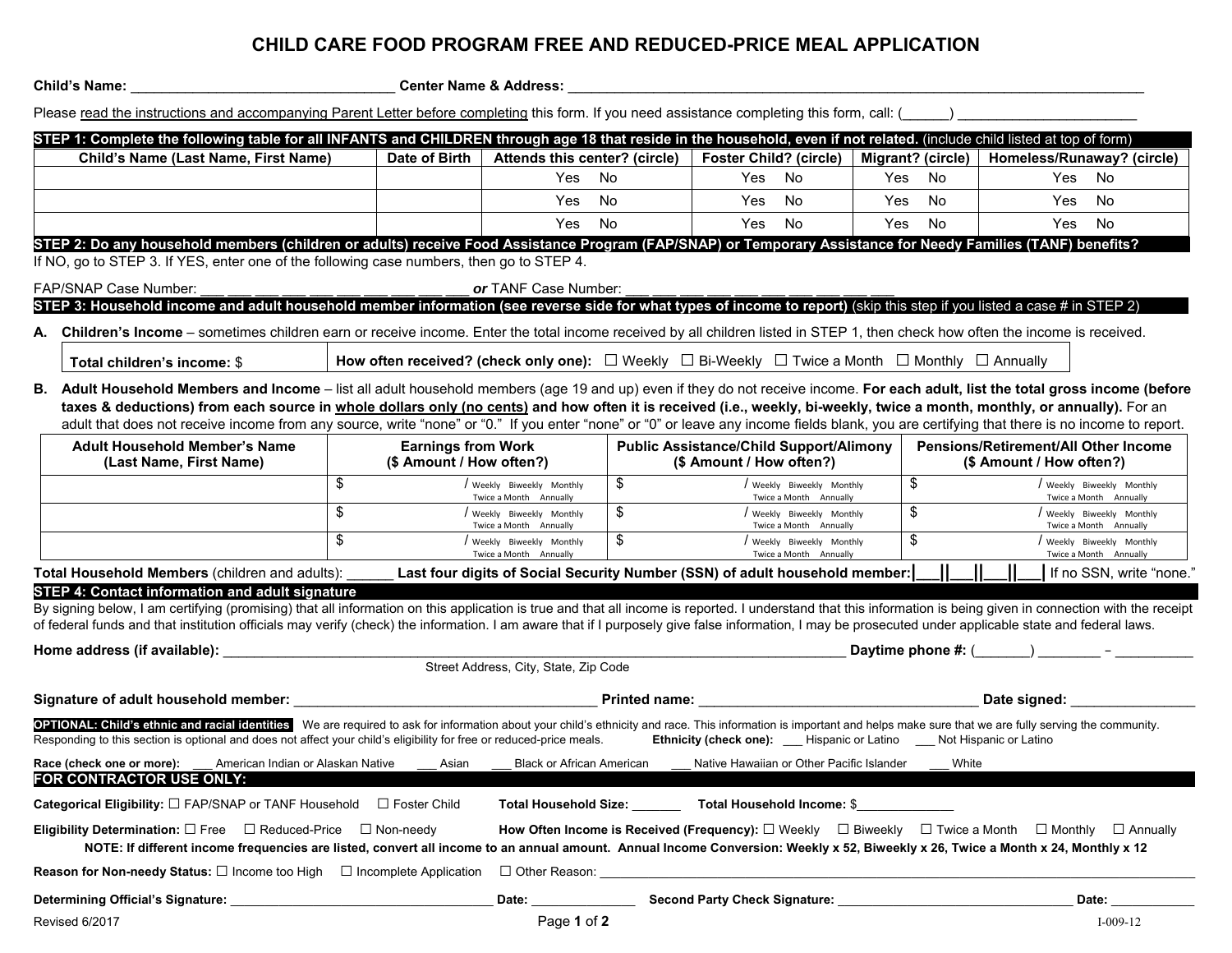# CHILD CARE FOOD PROGRAM FREE AND REDUCED-PRICE MEAL APPLICATION

**Child's Name:** _________________________________ **Center Name & Address:** ________________________________________________________________________________

Please read the instructions and accompanying Parent Letter before completing this form. If you need assistance completing this form, call: (______) _______________________

**STEP 1: Complete the following table for all INFANTS and CHILDREN through age 18 that reside in the household, even if not related.** (include child listed at top of form)

| Child's Name (Last Name, First Name) | Date of Birth | Attends this center? (circle) | Foster Child? (circle) | Migrant? (circle) | Homeless/Runaway? (circle) |
|---|---|---|---|---|---|
| | | Yes No | Yes No | Yes No | Yes No |
| | | Yes No | Yes No | Yes No | Yes No |
| | | Yes No | Yes No | Yes No | Yes No |

**STEP 2: Do any household members (children or adults) receive Food Assistance Program (FAP/SNAP) or Temporary Assistance for Needy Families (TANF) benefits?**

If NO, go to STEP 3. If YES, enter one of the following case numbers, then go to STEP 4.

FAP/SNAP Case Number: ___ ___ ___ ___ ___ ___ ___ ___ ___ ___ ***or*** TANF Case Number: ___ ___ ___ ___ ___ ___ ___ ___ ___ ___

**STEP 3: Household income and adult household member information (see reverse side for what types of income to report)** (skip this step if you listed a case # in STEP 2)

**A. Children's Income** – sometimes children earn or receive income. Enter the total income received by all children listed in STEP 1, then check how often the income is received.

| **Total children's income:** $ | **How often received? (check only one):** ☐ Weekly ☐ Bi-Weekly ☐ Twice a Month ☐ Monthly ☐ Annually |
|---|---|

**B. Adult Household Members and Income** – list all adult household members (age 19 and up) even if they do not receive income. **For each adult, list the total gross income (before taxes & deductions) from each source in whole dollars only (no cents) and how often it is received (i.e., weekly, bi-weekly, twice a month, monthly, or annually).** For an adult that does not receive income from any source, write "none" or "0." If you enter "none" or "0" or leave any income fields blank, you are certifying that there is no income to report.

| Adult Household Member's Name (Last Name, First Name) | Earnings from Work ($ Amount / How often?) | Public Assistance/Child Support/Alimony ($ Amount / How often?) | Pensions/Retirement/All Other Income ($ Amount / How often?) |
|---|---|---|---|
| | $ / Weekly Biweekly Monthly Twice a Month Annually | $ / Weekly Biweekly Monthly Twice a Month Annually | $ / Weekly Biweekly Monthly Twice a Month Annually |
| | $ / Weekly Biweekly Monthly Twice a Month Annually | $ / Weekly Biweekly Monthly Twice a Month Annually | $ / Weekly Biweekly Monthly Twice a Month Annually |
| | $ / Weekly Biweekly Monthly Twice a Month Annually | $ / Weekly Biweekly Monthly Twice a Month Annually | $ / Weekly Biweekly Monthly Twice a Month Annually |

**Total Household Members** (children and adults): ______ **Last four digits of Social Security Number (SSN) of adult household member:** |___||___||___||___| If no SSN, write "none."

**STEP 4: Contact information and adult signature**

By signing below, I am certifying (promising) that all information on this application is true and that all income is reported. I understand that this information is being given in connection with the receipt of federal funds and that institution officials may verify (check) the information. I am aware that if I purposely give false information, I may be prosecuted under applicable state and federal laws.

**Home address (if available):** ____________________________________________________________________ **Daytime phone #:** (_______) ________ – __________
Street Address, City, State, Zip Code

**Signature of adult household member:** _____________________________________ **Printed name:** __________________________________ **Date signed:** _______________

**OPTIONAL: Child's ethnic and racial identities** We are required to ask for information about your child's ethnicity and race. This information is important and helps make sure that we are fully serving the community. Responding to this section is optional and does not affect your child's eligibility for free or reduced-price meals. **Ethnicity (check one):** ___ Hispanic or Latino ___ Not Hispanic or Latino

**Race (check one or more):** ___ American Indian or Alaskan Native ___ Asian ___ Black or African American ___ Native Hawaiian or Other Pacific Islander ___ White

**FOR CONTRACTOR USE ONLY:**

**Categorical Eligibility:** ☐ FAP/SNAP or TANF Household ☐ Foster Child **Total Household Size:** _______ **Total Household Income:** $_____________

**Eligibility Determination:** ☐ Free ☐ Reduced-Price ☐ Non-needy **How Often Income is Received (Frequency):** ☐ Weekly ☐ Biweekly ☐ Twice a Month ☐ Monthly ☐ Annually

**NOTE: If different income frequencies are listed, convert all income to an annual amount. Annual Income Conversion: Weekly x 52, Biweekly x 26, Twice a Month x 24, Monthly x 12**

**Reason for Non-needy Status:** ☐ Income too High ☐ Incomplete Application ☐ Other Reason: ____________________________________________________________

**Determining Official's Signature:** ____________________________________ **Date:** ______________ **Second Party Check Signature:** _________________________________ **Date:** ____________

Revised 6/2017 I-009-12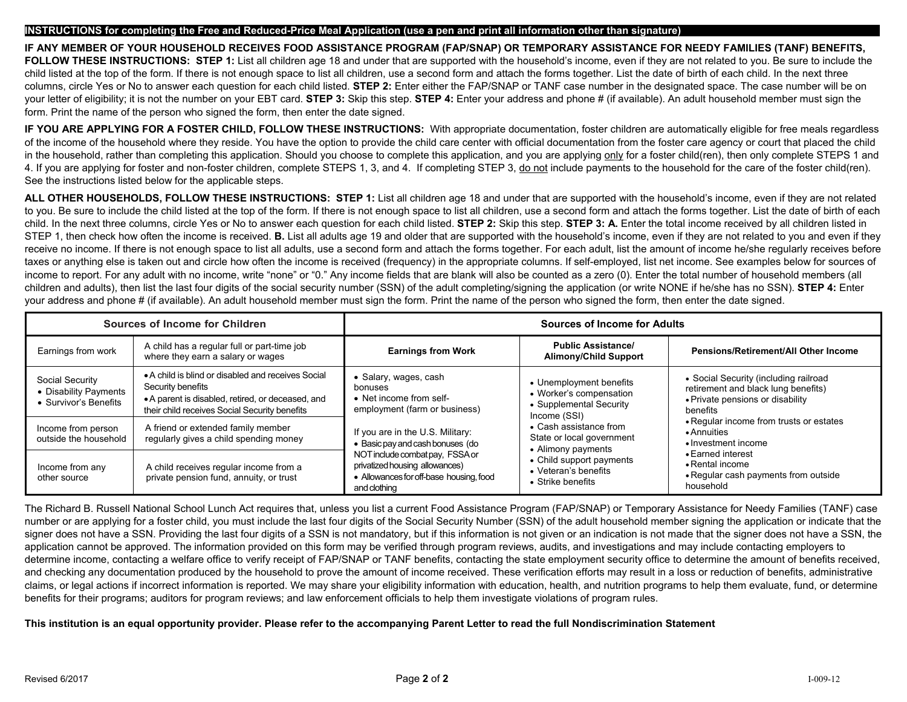## INSTRUCTIONS for completing the Free and Reduced-Price Meal Application (use a pen and print all information other than signature)

**IF ANY MEMBER OF YOUR HOUSEHOLD RECEIVES FOOD ASSISTANCE PROGRAM (FAP/SNAP) OR TEMPORARY ASSISTANCE FOR NEEDY FAMILIES (TANF) BENEFITS, FOLLOW THESE INSTRUCTIONS: STEP 1:** List all children age 18 and under that are supported with the household's income, even if they are not related to you. Be sure to include the child listed at the top of the form. If there is not enough space to list all children, use a second form and attach the forms together. List the date of birth of each child. In the next three columns, circle Yes or No to answer each question for each child listed. **STEP 2:** Enter either the FAP/SNAP or TANF case number in the designated space. The case number will be on your letter of eligibility; it is not the number on your EBT card. **STEP 3:** Skip this step. **STEP 4:** Enter your address and phone # (if available). An adult household member must sign the form. Print the name of the person who signed the form, then enter the date signed.

**IF YOU ARE APPLYING FOR A FOSTER CHILD, FOLLOW THESE INSTRUCTIONS:** With appropriate documentation, foster children are automatically eligible for free meals regardless of the income of the household where they reside. You have the option to provide the child care center with official documentation from the foster care agency or court that placed the child in the household, rather than completing this application. Should you choose to complete this application, and you are applying only for a foster child(ren), then only complete STEPS 1 and 4. If you are applying for foster and non-foster children, complete STEPS 1, 3, and 4. If completing STEP 3, do not include payments to the household for the care of the foster child(ren). See the instructions listed below for the applicable steps.

**ALL OTHER HOUSEHOLDS, FOLLOW THESE INSTRUCTIONS: STEP 1:** List all children age 18 and under that are supported with the household's income, even if they are not related to you. Be sure to include the child listed at the top of the form. If there is not enough space to list all children, use a second form and attach the forms together. List the date of birth of each child. In the next three columns, circle Yes or No to answer each question for each child listed. **STEP 2:** Skip this step. **STEP 3: A.** Enter the total income received by all children listed in STEP 1, then check how often the income is received. **B.** List all adults age 19 and older that are supported with the household's income, even if they are not related to you and even if they receive no income. If there is not enough space to list all adults, use a second form and attach the forms together. For each adult, list the amount of income he/she regularly receives before taxes or anything else is taken out and circle how often the income is received (frequency) in the appropriate columns. If self-employed, list net income. See examples below for sources of income to report. For any adult with no income, write "none" or "0." Any income fields that are blank will also be counted as a zero (0). Enter the total number of household members (all children and adults), then list the last four digits of the social security number (SSN) of the adult completing/signing the application (or write NONE if he/she has no SSN). **STEP 4:** Enter your address and phone # (if available). An adult household member must sign the form. Print the name of the person who signed the form, then enter the date signed.

| Sources of Income for Children | | Sources of Income for Adults | | |
|---|---|---|---|---|
| Earnings from work | A child has a regular full or part-time job where they earn a salary or wages | **Earnings from Work** | **Public Assistance/ Alimony/Child Support** | **Pensions/Retirement/All Other Income** |
| Social Security<br>• Disability Payments<br>• Survivor's Benefits | • A child is blind or disabled and receives Social Security benefits<br>• A parent is disabled, retired, or deceased, and their child receives Social Security benefits | • Salary, wages, cash bonuses<br>• Net income from self-employment (farm or business)<br><br>If you are in the U.S. Military:<br>• Basic pay and cash bonuses (do NOT include combat pay, FSSA or privatized housing allowances)<br>• Allowances for off-base housing, food and clothing | • Unemployment benefits<br>• Worker's compensation<br>• Supplemental Security Income (SSI)<br>• Cash assistance from State or local government<br>• Alimony payments<br>• Child support payments<br>• Veteran's benefits<br>• Strike benefits | • Social Security (including railroad retirement and black lung benefits)<br>• Private pensions or disability benefits<br>• Regular income from trusts or estates<br>• Annuities<br>• Investment income<br>• Earned interest<br>• Rental income<br>• Regular cash payments from outside household |
| Income from person outside the household | A friend or extended family member regularly gives a child spending money | | | |
| Income from any other source | A child receives regular income from a private pension fund, annuity, or trust | | | |

The Richard B. Russell National School Lunch Act requires that, unless you list a current Food Assistance Program (FAP/SNAP) or Temporary Assistance for Needy Families (TANF) case number or are applying for a foster child, you must include the last four digits of the Social Security Number (SSN) of the adult household member signing the application or indicate that the signer does not have a SSN. Providing the last four digits of a SSN is not mandatory, but if this information is not given or an indication is not made that the signer does not have a SSN, the application cannot be approved. The information provided on this form may be verified through program reviews, audits, and investigations and may include contacting employers to determine income, contacting a welfare office to verify receipt of FAP/SNAP or TANF benefits, contacting the state employment security office to determine the amount of benefits received, and checking any documentation produced by the household to prove the amount of income received. These verification efforts may result in a loss or reduction of benefits, administrative claims, or legal actions if incorrect information is reported. We may share your eligibility information with education, health, and nutrition programs to help them evaluate, fund, or determine benefits for their programs; auditors for program reviews; and law enforcement officials to help them investigate violations of program rules.

**This institution is an equal opportunity provider. Please refer to the accompanying Parent Letter to read the full Nondiscrimination Statement**

Revised 6/2017

I-009-12